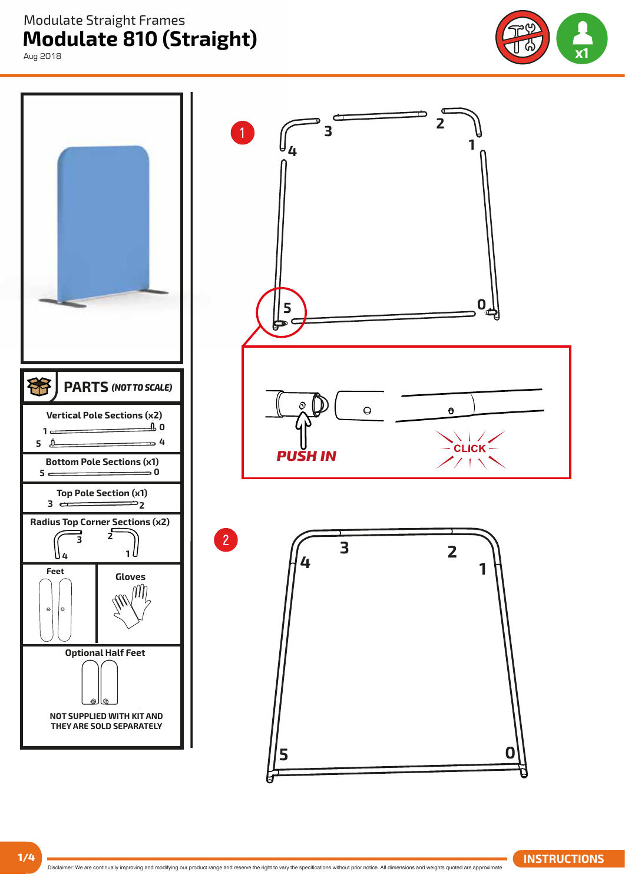Modulate Straight Frames

# Modulate 810 (Straight)

Aug 2018

x1

## PARTS *(NOT TO SCALE)*

**Vertical Pole Sections (x2)**
1 — 0
5 — 4

**Bottom Pole Sections (x1)**
5 — 0

**Top Pole Section (x1)**
3 — 2

**Radius Top Corner Sections (x2)**
3, 4 — 2, 1

**Feet**

**Gloves**

**Optional Half Feet**

**NOT SUPPLIED WITH KIT AND THEY ARE SOLD SEPARATELY**

1

3, 2, 4, 1, 5, 0

***PUSH IN***

CLICK

2

3, 2, 4, 1, 5, 0

**INSTRUCTIONS**

Disclaimer: We are continually improving and modifying our product range and reserve the right to vary the specifications without prior notice. All dimensions and weights quoted are approximate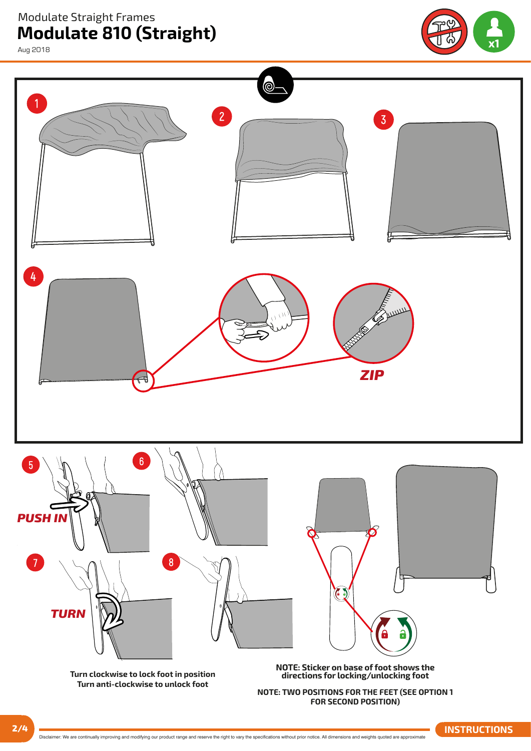Modulate Straight Frames

# Modulate 810 (Straight)

Aug 2018

1

2

3

4

**ZIP**

5

**PUSH IN**

6

7

**TURN**

8

**Turn clockwise to lock foot in position**
**Turn anti-clockwise to unlock foot**

**NOTE: Sticker on base of foot shows the directions for locking/unlocking foot**

**NOTE: TWO POSITIONS FOR THE FEET (SEE OPTION 1 FOR SECOND POSITION)**

**INSTRUCTIONS**

Disclaimer: We are continually improving and modifying our product range and reserve the right to vary the specifications without prior notice. All dimensions and weights quoted are approximate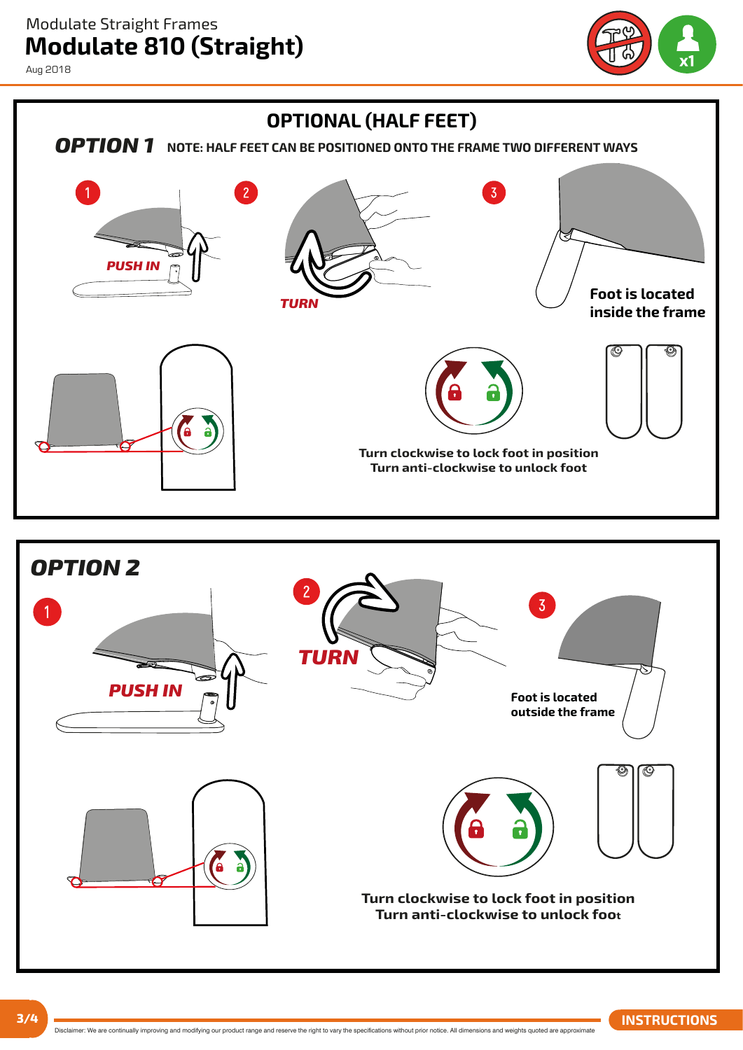Modulate Straight Frames

# Modulate 810 (Straight)

Aug 2018

x1

## OPTIONAL (HALF FEET)

### OPTION 1

**NOTE: HALF FEET CAN BE POSITIONED ONTO THE FRAME TWO DIFFERENT WAYS**

1 *PUSH IN*

2 *TURN*

3 **Foot is located inside the frame**

**Turn clockwise to lock foot in position**
**Turn anti-clockwise to unlock foot**

### OPTION 2

1 *PUSH IN*

2 *TURN*

3 **Foot is located outside the frame**

**Turn clockwise to lock foot in position**
**Turn anti-clockwise to unlock foot**

INSTRUCTIONS

Disclaimer: We are continually improving and modifying our product range and reserve the right to vary the specifications without prior notice. All dimensions and weights quoted are approximate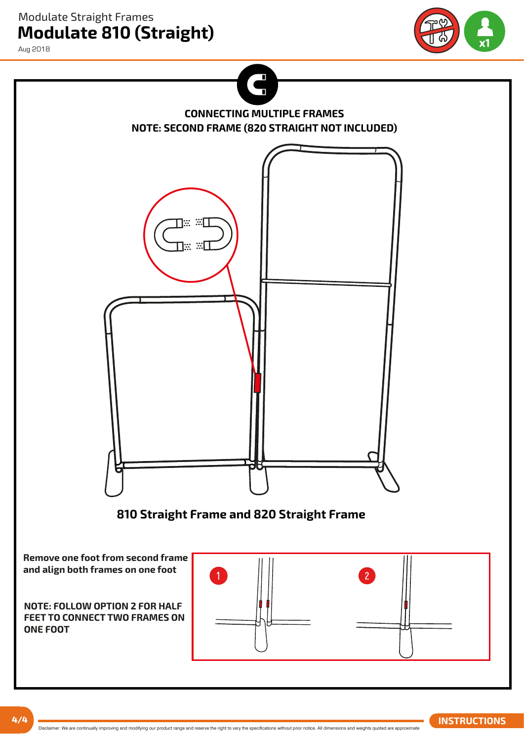Modulate Straight Frames

# Modulate 810 (Straight)

Aug 2018

x1

**CONNECTING MULTIPLE FRAMES**

**NOTE: SECOND FRAME (820 STRAIGHT NOT INCLUDED)**

**810 Straight Frame and 820 Straight Frame**

**Remove one foot from second frame and align both frames on one foot**

**NOTE: FOLLOW OPTION 2 FOR HALF FEET TO CONNECT TWO FRAMES ON ONE FOOT**

1

2

Disclaimer: We are continually improving and modifying our product range and reserve the right to vary the specifications without prior notice. All dimensions and weights quoted are approximate

INSTRUCTIONS